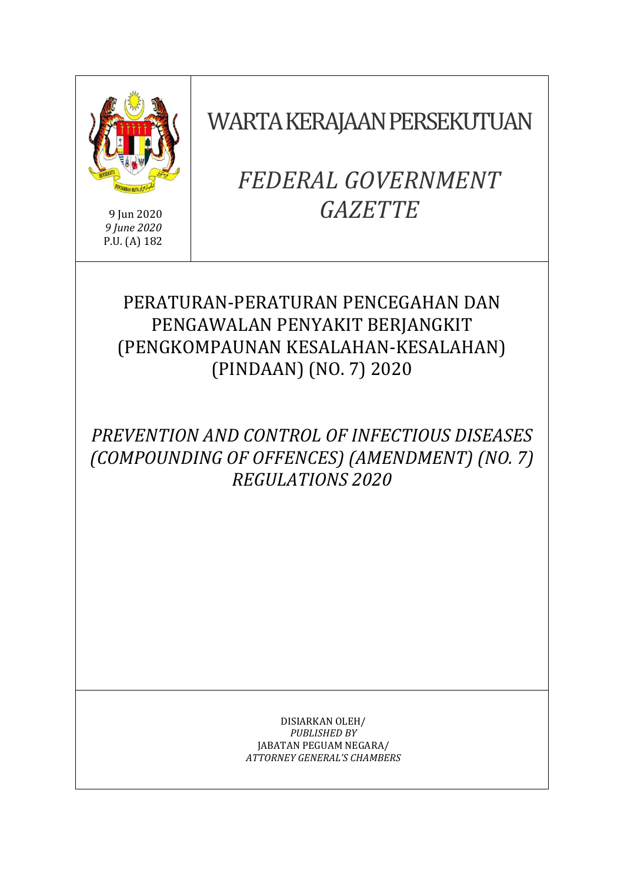9 Jun 2020
*9 June 2020*
P.U. (A) 182

# WARTA KERAJAAN PERSEKUTUAN

# *FEDERAL GOVERNMENT GAZETTE*

## PERATURAN-PERATURAN PENCEGAHAN DAN PENGAWALAN PENYAKIT BERJANGKIT (PENGKOMPAUNAN KESALAHAN-KESALAHAN) (PINDAAN) (NO. 7) 2020

## *PREVENTION AND CONTROL OF INFECTIOUS DISEASES (COMPOUNDING OF OFFENCES) (AMENDMENT) (NO. 7) REGULATIONS 2020*

DISIARKAN OLEH/
*PUBLISHED BY*
JABATAN PEGUAM NEGARA/
*ATTORNEY GENERAL'S CHAMBERS*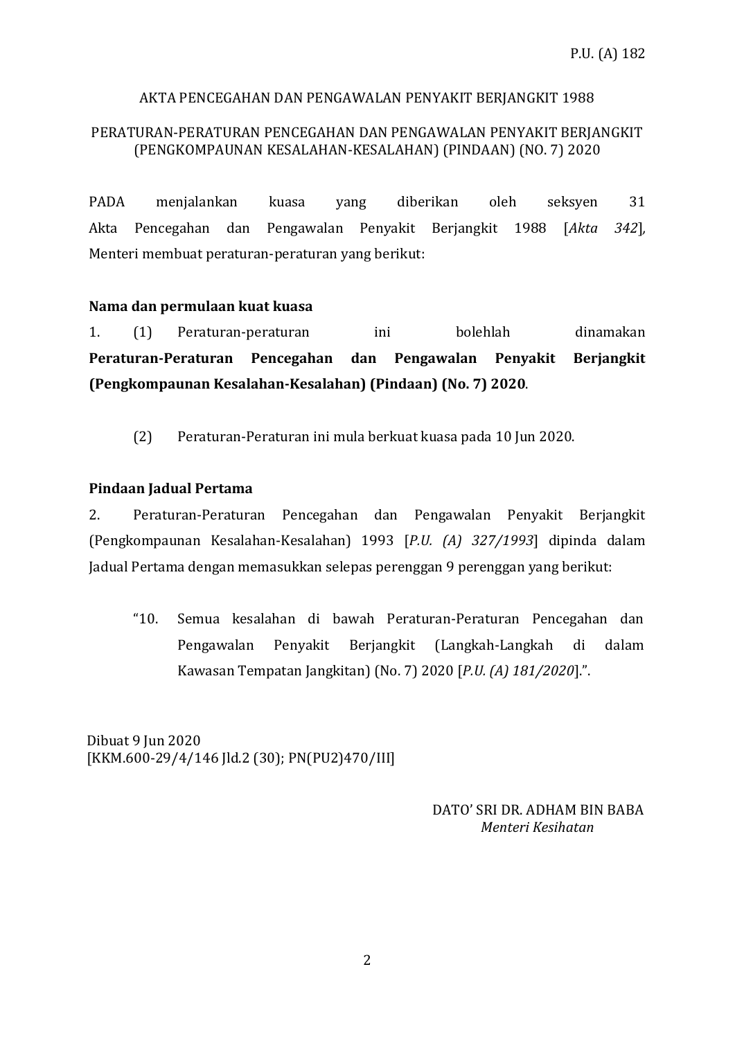P.U. (A) 182

AKTA PENCEGAHAN DAN PENGAWALAN PENYAKIT BERJANGKIT 1988

PERATURAN-PERATURAN PENCEGAHAN DAN PENGAWALAN PENYAKIT BERJANGKIT (PENGKOMPAUNAN KESALAHAN-KESALAHAN) (PINDAAN) (NO. 7) 2020

PADA menjalankan kuasa yang diberikan oleh seksyen 31 Akta Pencegahan dan Pengawalan Penyakit Berjangkit 1988 [*Akta 342*], Menteri membuat peraturan-peraturan yang berikut:

**Nama dan permulaan kuat kuasa**

1. (1) Peraturan-peraturan ini bolehlah dinamakan **Peraturan-Peraturan Pencegahan dan Pengawalan Penyakit Berjangkit (Pengkompaunan Kesalahan-Kesalahan) (Pindaan) (No. 7) 2020**.

(2) Peraturan-Peraturan ini mula berkuat kuasa pada 10 Jun 2020.

**Pindaan Jadual Pertama**

2. Peraturan-Peraturan Pencegahan dan Pengawalan Penyakit Berjangkit (Pengkompaunan Kesalahan-Kesalahan) 1993 [*P.U. (A) 327/1993*] dipinda dalam Jadual Pertama dengan memasukkan selepas perenggan 9 perenggan yang berikut:

> "10. Semua kesalahan di bawah Peraturan-Peraturan Pencegahan dan Pengawalan Penyakit Berjangkit (Langkah-Langkah di dalam Kawasan Tempatan Jangkitan) (No. 7) 2020 [*P.U. (A) 181/2020*].".

Dibuat 9 Jun 2020
[KKM.600-29/4/146 Jld.2 (30); PN(PU2)470/III]

DATO' SRI DR. ADHAM BIN BABA
*Menteri Kesihatan*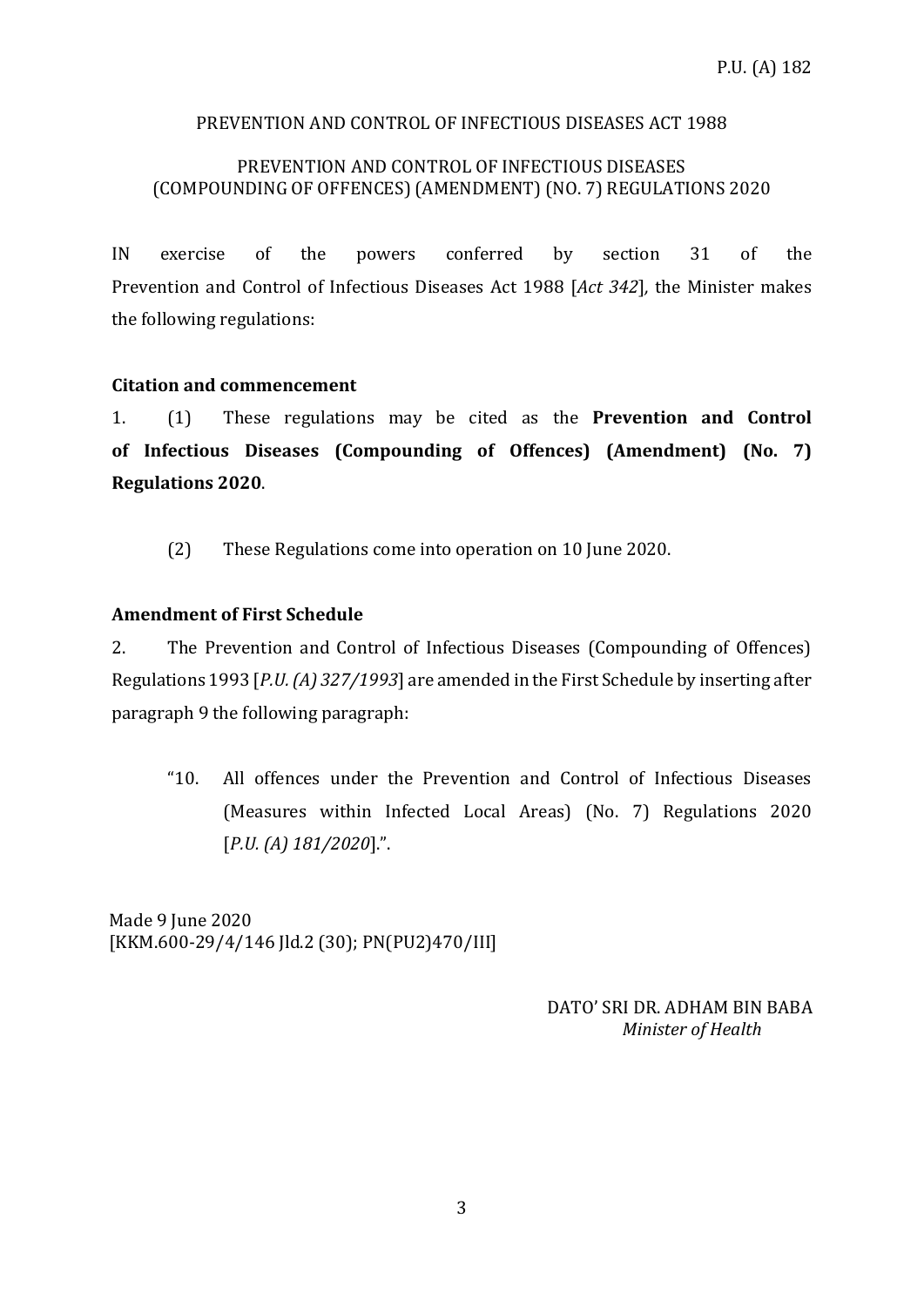P.U. (A) 182

PREVENTION AND CONTROL OF INFECTIOUS DISEASES ACT 1988

PREVENTION AND CONTROL OF INFECTIOUS DISEASES (COMPOUNDING OF OFFENCES) (AMENDMENT) (NO. 7) REGULATIONS 2020

IN exercise of the powers conferred by section 31 of the Prevention and Control of Infectious Diseases Act 1988 [*Act 342*], the Minister makes the following regulations:

**Citation and commencement**

1. (1) These regulations may be cited as the **Prevention and Control of Infectious Diseases (Compounding of Offences) (Amendment) (No. 7) Regulations 2020**.

(2) These Regulations come into operation on 10 June 2020.

**Amendment of First Schedule**

2. The Prevention and Control of Infectious Diseases (Compounding of Offences) Regulations 1993 [*P.U. (A) 327/1993*] are amended in the First Schedule by inserting after paragraph 9 the following paragraph:

"10. All offences under the Prevention and Control of Infectious Diseases (Measures within Infected Local Areas) (No. 7) Regulations 2020 [*P.U. (A) 181/2020*].".

Made 9 June 2020
[KKM.600-29/4/146 Jld.2 (30); PN(PU2)470/III]

DATO' SRI DR. ADHAM BIN BABA
*Minister of Health*